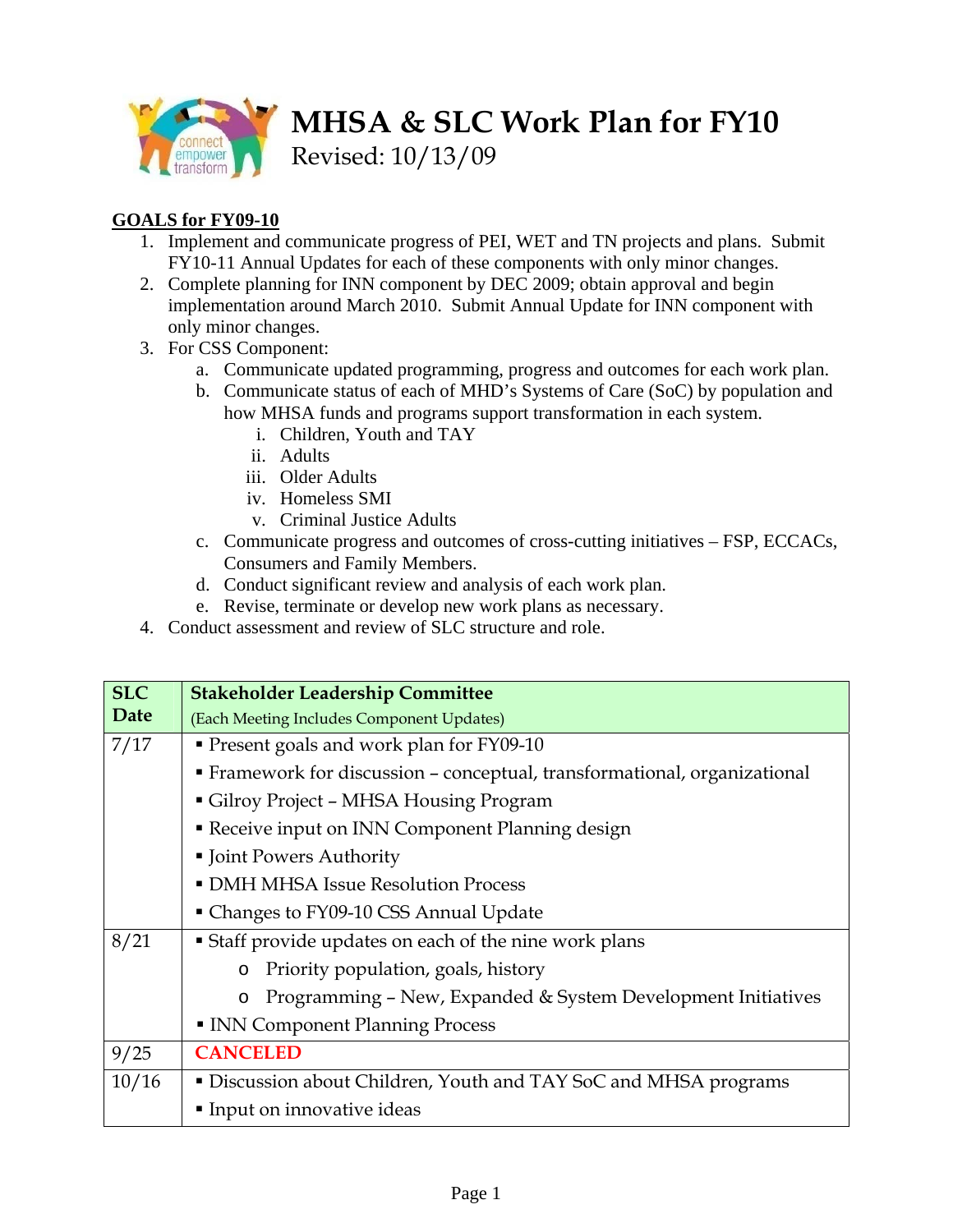# MHSA & SLC Work Plan for FY10

Revised: 10/13/09

**GOALS for FY09-10**

1. Implement and communicate progress of PEI, WET and TN projects and plans. Submit FY10-11 Annual Updates for each of these components with only minor changes.
2. Complete planning for INN component by DEC 2009; obtain approval and begin implementation around March 2010. Submit Annual Update for INN component with only minor changes.
3. For CSS Component:
   a. Communicate updated programming, progress and outcomes for each work plan.
   b. Communicate status of each of MHD's Systems of Care (SoC) by population and how MHSA funds and programs support transformation in each system.
      i. Children, Youth and TAY
      ii. Adults
      iii. Older Adults
      iv. Homeless SMI
      v. Criminal Justice Adults
   c. Communicate progress and outcomes of cross-cutting initiatives – FSP, ECCACs, Consumers and Family Members.
   d. Conduct significant review and analysis of each work plan.
   e. Revise, terminate or develop new work plans as necessary.
4. Conduct assessment and review of SLC structure and role.

| SLC Date | Stakeholder Leadership Committee (Each Meeting Includes Component Updates) |
|---|---|
| 7/17 | ▪ Present goals and work plan for FY09-10<br>▪ Framework for discussion – conceptual, transformational, organizational<br>▪ Gilroy Project – MHSA Housing Program<br>▪ Receive input on INN Component Planning design<br>▪ Joint Powers Authority<br>▪ DMH MHSA Issue Resolution Process<br>▪ Changes to FY09-10 CSS Annual Update |
| 8/21 | ▪ Staff provide updates on each of the nine work plans<br>o Priority population, goals, history<br>o Programming – New, Expanded & System Development Initiatives<br>▪ INN Component Planning Process |
| 9/25 | **CANCELED** |
| 10/16 | ▪ Discussion about Children, Youth and TAY SoC and MHSA programs<br>▪ Input on innovative ideas |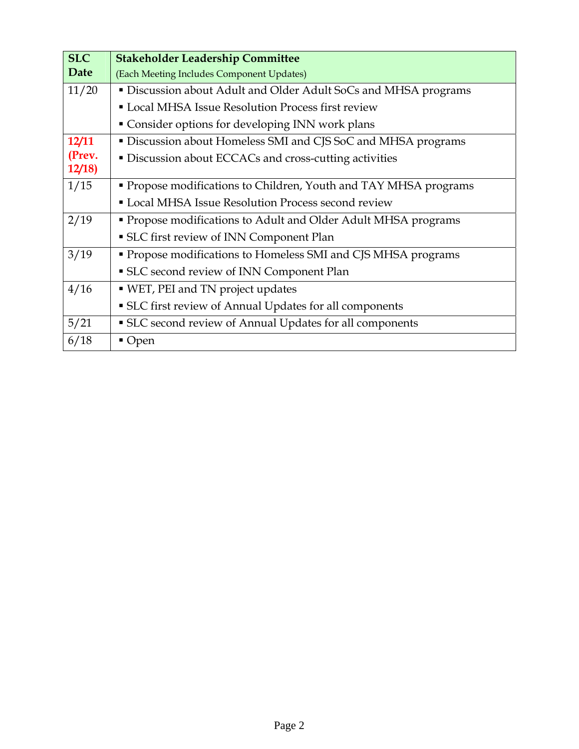| SLC Date | Stakeholder Leadership Committee (Each Meeting Includes Component Updates) |
|---|---|
| 11/20 | ▪ Discussion about Adult and Older Adult SoCs and MHSA programs<br>▪ Local MHSA Issue Resolution Process first review<br>▪ Consider options for developing INN work plans |
| **12/11 (Prev. 12/18)** | ▪ Discussion about Homeless SMI and CJS SoC and MHSA programs<br>▪ Discussion about ECCACs and cross-cutting activities |
| 1/15 | ▪ Propose modifications to Children, Youth and TAY MHSA programs<br>▪ Local MHSA Issue Resolution Process second review |
| 2/19 | ▪ Propose modifications to Adult and Older Adult MHSA programs<br>▪ SLC first review of INN Component Plan |
| 3/19 | ▪ Propose modifications to Homeless SMI and CJS MHSA programs<br>▪ SLC second review of INN Component Plan |
| 4/16 | ▪ WET, PEI and TN project updates<br>▪ SLC first review of Annual Updates for all components |
| 5/21 | ▪ SLC second review of Annual Updates for all components |
| 6/18 | ▪ Open |